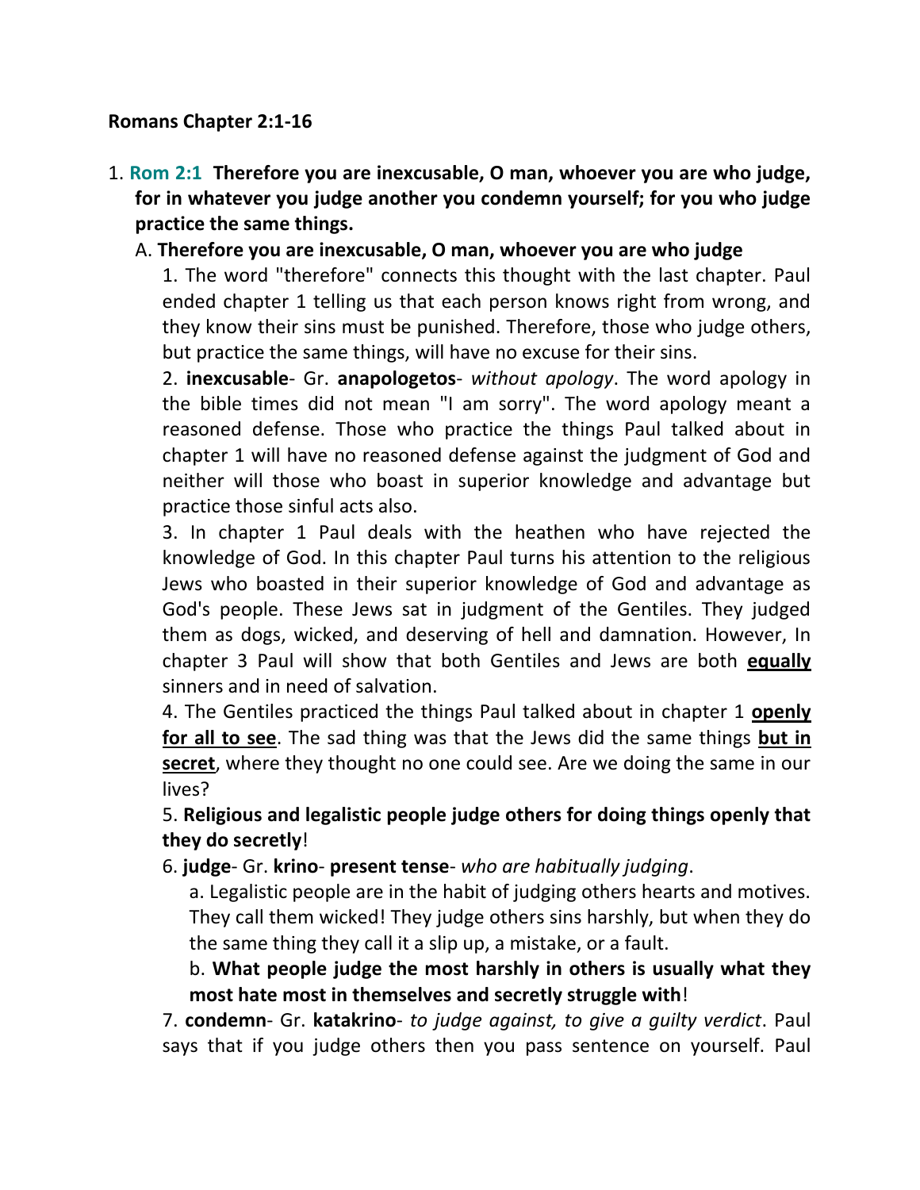**Romans Chapter 2:1-16**

1. **Rom 2:1 Therefore you are inexcusable, O man, whoever you are who judge, for in whatever you judge another you condemn yourself; for you who judge practice the same things.**

   A. **Therefore you are inexcusable, O man, whoever you are who judge**

      1. The word "therefore" connects this thought with the last chapter. Paul ended chapter 1 telling us that each person knows right from wrong, and they know their sins must be punished. Therefore, those who judge others, but practice the same things, will have no excuse for their sins.

      2. **inexcusable**- Gr. **anapologetos**- *without apology*. The word apology in the bible times did not mean "I am sorry". The word apology meant a reasoned defense. Those who practice the things Paul talked about in chapter 1 will have no reasoned defense against the judgment of God and neither will those who boast in superior knowledge and advantage but practice those sinful acts also.

      3. In chapter 1 Paul deals with the heathen who have rejected the knowledge of God. In this chapter Paul turns his attention to the religious Jews who boasted in their superior knowledge of God and advantage as God's people. These Jews sat in judgment of the Gentiles. They judged them as dogs, wicked, and deserving of hell and damnation. However, In chapter 3 Paul will show that both Gentiles and Jews are both **<u>equally</u>** sinners and in need of salvation.

      4. The Gentiles practiced the things Paul talked about in chapter 1 **<u>openly for all to see</u>**. The sad thing was that the Jews did the same things **<u>but in secret</u>**, where they thought no one could see. Are we doing the same in our lives?

      5. **Religious and legalistic people judge others for doing things openly that they do secretly**!

      6. **judge**- Gr. **krino**- **present tense**- *who are habitually judging*.

         a. Legalistic people are in the habit of judging others hearts and motives. They call them wicked! They judge others sins harshly, but when they do the same thing they call it a slip up, a mistake, or a fault.

         b. **What people judge the most harshly in others is usually what they most hate most in themselves and secretly struggle with**!

      7. **condemn**- Gr. **katakrino**- *to judge against, to give a guilty verdict*. Paul says that if you judge others then you pass sentence on yourself. Paul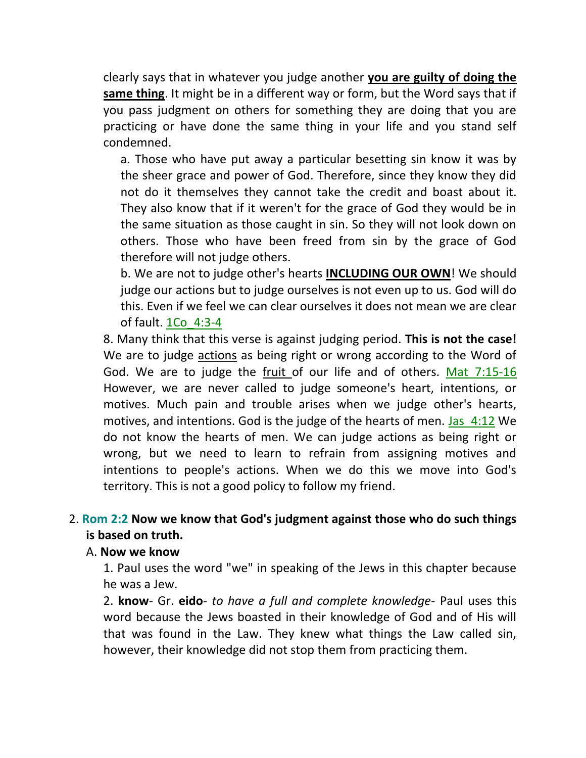clearly says that in whatever you judge another **<u>you are guilty of doing the same thing</u>**. It might be in a different way or form, but the Word says that if you pass judgment on others for something they are doing that you are practicing or have done the same thing in your life and you stand self condemned.

a. Those who have put away a particular besetting sin know it was by the sheer grace and power of God. Therefore, since they know they did not do it themselves they cannot take the credit and boast about it. They also know that if it weren't for the grace of God they would be in the same situation as those caught in sin. So they will not look down on others. Those who have been freed from sin by the grace of God therefore will not judge others.

b. We are not to judge other's hearts **<u>INCLUDING OUR OWN</u>**! We should judge our actions but to judge ourselves is not even up to us. God will do this. Even if we feel we can clear ourselves it does not mean we are clear of fault. <u>1Co_4:3-4</u>

8. Many think that this verse is against judging period. **This is not the case!** We are to judge <u>actions</u> as being right or wrong according to the Word of God. We are to judge the <u>fruit</u> of our life and of others. <u>Mat 7:15-16</u> However, we are never called to judge someone's heart, intentions, or motives. Much pain and trouble arises when we judge other's hearts, motives, and intentions. God is the judge of the hearts of men. <u>Jas_4:12</u> We do not know the hearts of men. We can judge actions as being right or wrong, but we need to learn to refrain from assigning motives and intentions to people's actions. When we do this we move into God's territory. This is not a good policy to follow my friend.

2. **Rom 2:2 Now we know that God's judgment against those who do such things is based on truth.**

A. **Now we know**

1. Paul uses the word "we" in speaking of the Jews in this chapter because he was a Jew.

2. **know**- Gr. **eido**- *to have a full and complete knowledge*- Paul uses this word because the Jews boasted in their knowledge of God and of His will that was found in the Law. They knew what things the Law called sin, however, their knowledge did not stop them from practicing them.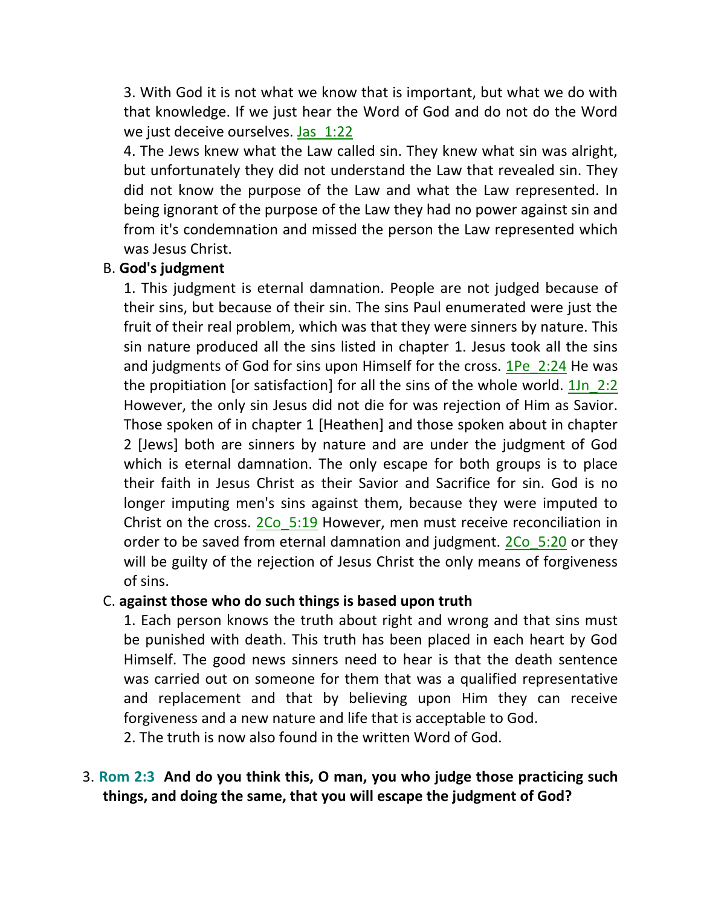3. With God it is not what we know that is important, but what we do with that knowledge. If we just hear the Word of God and do not do the Word we just deceive ourselves. Jas_1:22

4. The Jews knew what the Law called sin. They knew what sin was alright, but unfortunately they did not understand the Law that revealed sin. They did not know the purpose of the Law and what the Law represented. In being ignorant of the purpose of the Law they had no power against sin and from it's condemnation and missed the person the Law represented which was Jesus Christ.

B. **God's judgment**

1. This judgment is eternal damnation. People are not judged because of their sins, but because of their sin. The sins Paul enumerated were just the fruit of their real problem, which was that they were sinners by nature. This sin nature produced all the sins listed in chapter 1. Jesus took all the sins and judgments of God for sins upon Himself for the cross. 1Pe_2:24 He was the propitiation [or satisfaction] for all the sins of the whole world. 1Jn_2:2 However, the only sin Jesus did not die for was rejection of Him as Savior. Those spoken of in chapter 1 [Heathen] and those spoken about in chapter 2 [Jews] both are sinners by nature and are under the judgment of God which is eternal damnation. The only escape for both groups is to place their faith in Jesus Christ as their Savior and Sacrifice for sin. God is no longer imputing men's sins against them, because they were imputed to Christ on the cross. 2Co_5:19 However, men must receive reconciliation in order to be saved from eternal damnation and judgment. 2Co_5:20 or they will be guilty of the rejection of Jesus Christ the only means of forgiveness of sins.

C. **against those who do such things is based upon truth**

1. Each person knows the truth about right and wrong and that sins must be punished with death. This truth has been placed in each heart by God Himself. The good news sinners need to hear is that the death sentence was carried out on someone for them that was a qualified representative and replacement and that by believing upon Him they can receive forgiveness and a new nature and life that is acceptable to God.

2. The truth is now also found in the written Word of God.

3. **Rom 2:3 And do you think this, O man, you who judge those practicing such things, and doing the same, that you will escape the judgment of God?**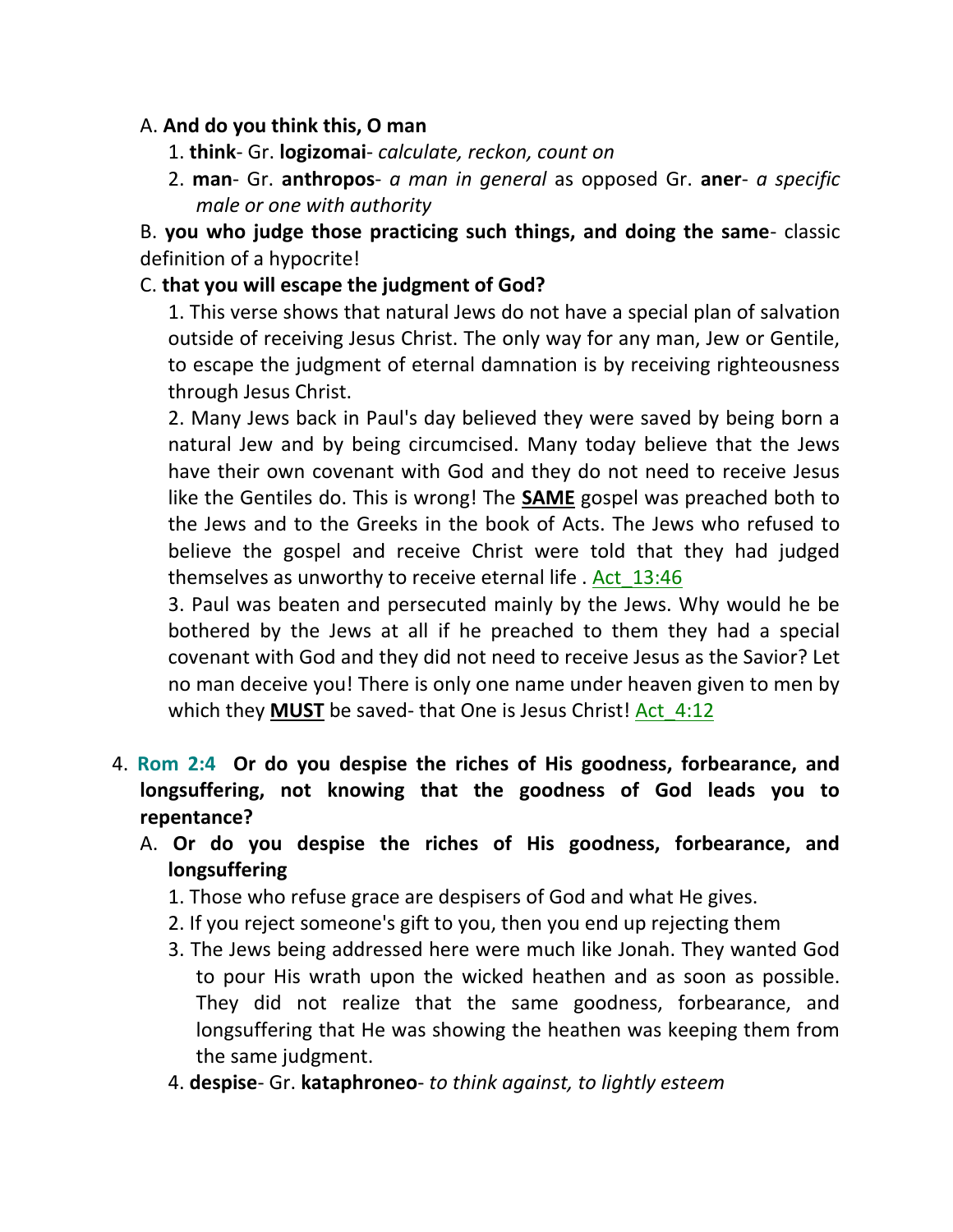A. **And do you think this, O man**

1. **think**- Gr. **logizomai**- *calculate, reckon, count on*
2. **man**- Gr. **anthropos**- *a man in general* as opposed Gr. **aner**- *a specific male or one with authority*

B. **you who judge those practicing such things, and doing the same**- classic definition of a hypocrite!

C. **that you will escape the judgment of God?**

1. This verse shows that natural Jews do not have a special plan of salvation outside of receiving Jesus Christ. The only way for any man, Jew or Gentile, to escape the judgment of eternal damnation is by receiving righteousness through Jesus Christ.

2. Many Jews back in Paul's day believed they were saved by being born a natural Jew and by being circumcised. Many today believe that the Jews have their own covenant with God and they do not need to receive Jesus like the Gentiles do. This is wrong! The **SAME** gospel was preached both to the Jews and to the Greeks in the book of Acts. The Jews who refused to believe the gospel and receive Christ were told that they had judged themselves as unworthy to receive eternal life . Act_13:46

3. Paul was beaten and persecuted mainly by the Jews. Why would he be bothered by the Jews at all if he preached to them they had a special covenant with God and they did not need to receive Jesus as the Savior? Let no man deceive you! There is only one name under heaven given to men by which they **MUST** be saved- that One is Jesus Christ! Act_4:12

4. **Rom 2:4** **Or do you despise the riches of His goodness, forbearance, and longsuffering, not knowing that the goodness of God leads you to repentance?**

A. **Or do you despise the riches of His goodness, forbearance, and longsuffering**

1. Those who refuse grace are despisers of God and what He gives.
2. If you reject someone's gift to you, then you end up rejecting them
3. The Jews being addressed here were much like Jonah. They wanted God to pour His wrath upon the wicked heathen and as soon as possible. They did not realize that the same goodness, forbearance, and longsuffering that He was showing the heathen was keeping them from the same judgment.
4. **despise**- Gr. **kataphroneo**- *to think against, to lightly esteem*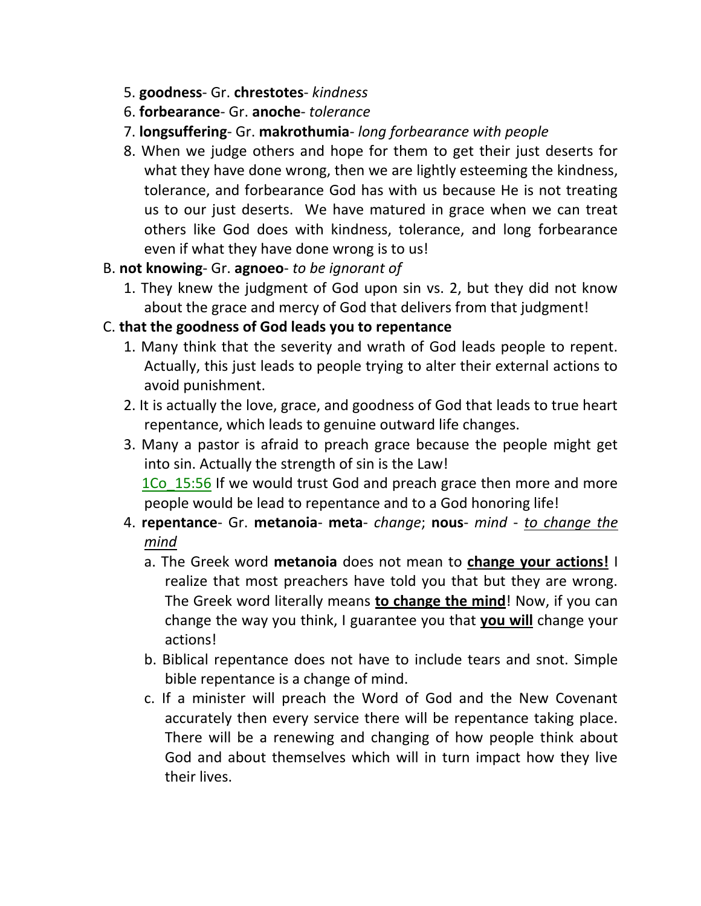5. **goodness**- Gr. **chrestotes**- *kindness*
6. **forbearance**- Gr. **anoche**- *tolerance*
7. **longsuffering**- Gr. **makrothumia**- *long forbearance with people*
8. When we judge others and hope for them to get their just deserts for what they have done wrong, then we are lightly esteeming the kindness, tolerance, and forbearance God has with us because He is not treating us to our just deserts.  We have matured in grace when we can treat others like God does with kindness, tolerance, and long forbearance even if what they have done wrong is to us!

B. **not knowing**- Gr. **agnoeo**- *to be ignorant of*

1. They knew the judgment of God upon sin vs. 2, but they did not know about the grace and mercy of God that delivers from that judgment!

C. **that the goodness of God leads you to repentance**

1. Many think that the severity and wrath of God leads people to repent. Actually, this just leads to people trying to alter their external actions to avoid punishment.
2. It is actually the love, grace, and goodness of God that leads to true heart repentance, which leads to genuine outward life changes.
3. Many a pastor is afraid to preach grace because the people might get into sin. Actually the strength of sin is the Law! 1Co_15:56 If we would trust God and preach grace then more and more people would be lead to repentance and to a God honoring life!
4. **repentance**- Gr. **metanoia**- **meta**- *change*; **nous**- *mind* - *<u>to change the mind</u>*
   a. The Greek word **metanoia** does not mean to **<u>change your actions!</u>** I realize that most preachers have told you that but they are wrong. The Greek word literally means **<u>to change the mind</u>**! Now, if you can change the way you think, I guarantee you that **<u>you will</u>** change your actions!
   b. Biblical repentance does not have to include tears and snot. Simple bible repentance is a change of mind.
   c. If a minister will preach the Word of God and the New Covenant accurately then every service there will be repentance taking place. There will be a renewing and changing of how people think about God and about themselves which will in turn impact how they live their lives.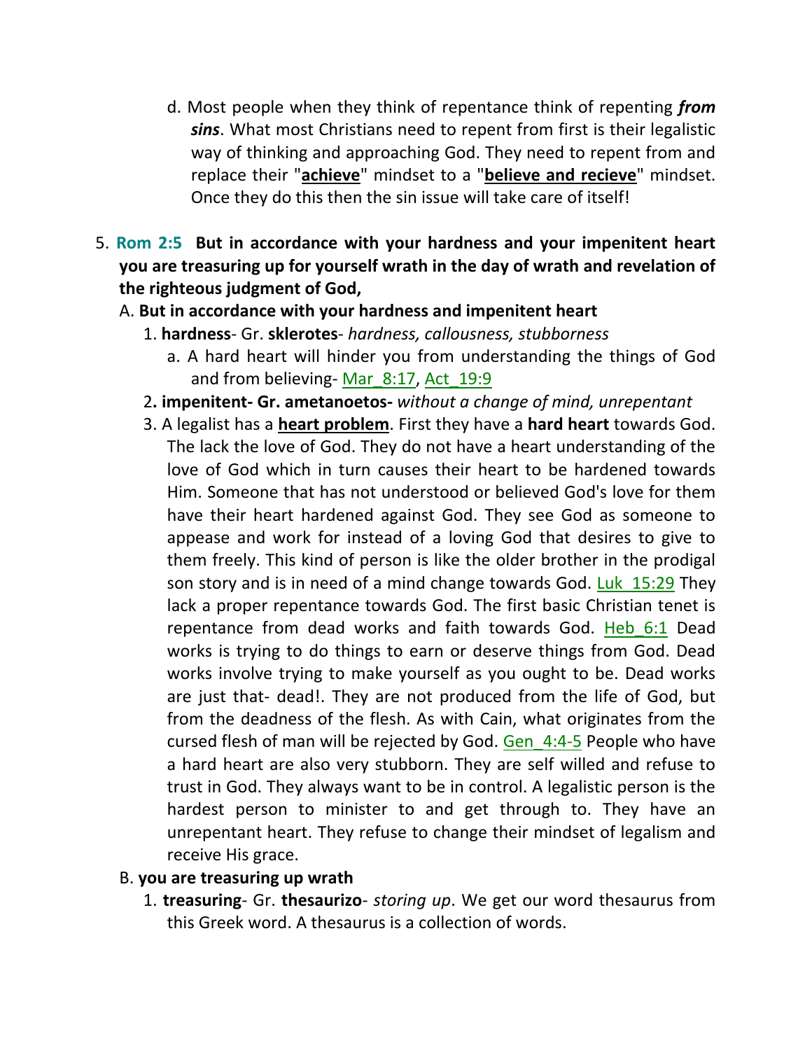d. Most people when they think of repentance think of repenting ***from sins***. What most Christians need to repent from first is their legalistic way of thinking and approaching God. They need to repent from and replace their "**achieve**" mindset to a "**believe and recieve**" mindset. Once they do this then the sin issue will take care of itself!

5. **Rom 2:5 But in accordance with your hardness and your impenitent heart you are treasuring up for yourself wrath in the day of wrath and revelation of the righteous judgment of God,**

   A. **But in accordance with your hardness and impenitent heart**

   1. **hardness**- Gr. **sklerotes**- *hardness, callousness, stubborness*
      a. A hard heart will hinder you from understanding the things of God and from believing- Mar_8:17, Act_19:9
   2. **impenitent- Gr. ametanoetos-** *without a change of mind, unrepentant*
   3. A legalist has a **heart problem**. First they have a **hard heart** towards God. The lack the love of God. They do not have a heart understanding of the love of God which in turn causes their heart to be hardened towards Him. Someone that has not understood or believed God's love for them have their heart hardened against God. They see God as someone to appease and work for instead of a loving God that desires to give to them freely. This kind of person is like the older brother in the prodigal son story and is in need of a mind change towards God. Luk_15:29 They lack a proper repentance towards God. The first basic Christian tenet is repentance from dead works and faith towards God. Heb_6:1 Dead works is trying to do things to earn or deserve things from God. Dead works involve trying to make yourself as you ought to be. Dead works are just that- dead!. They are not produced from the life of God, but from the deadness of the flesh. As with Cain, what originates from the cursed flesh of man will be rejected by God. Gen_4:4-5 People who have a hard heart are also very stubborn. They are self willed and refuse to trust in God. They always want to be in control. A legalistic person is the hardest person to minister to and get through to. They have an unrepentant heart. They refuse to change their mindset of legalism and receive His grace.

   B. **you are treasuring up wrath**

   1. **treasuring**- Gr. **thesaurizo**- *storing up*. We get our word thesaurus from this Greek word. A thesaurus is a collection of words.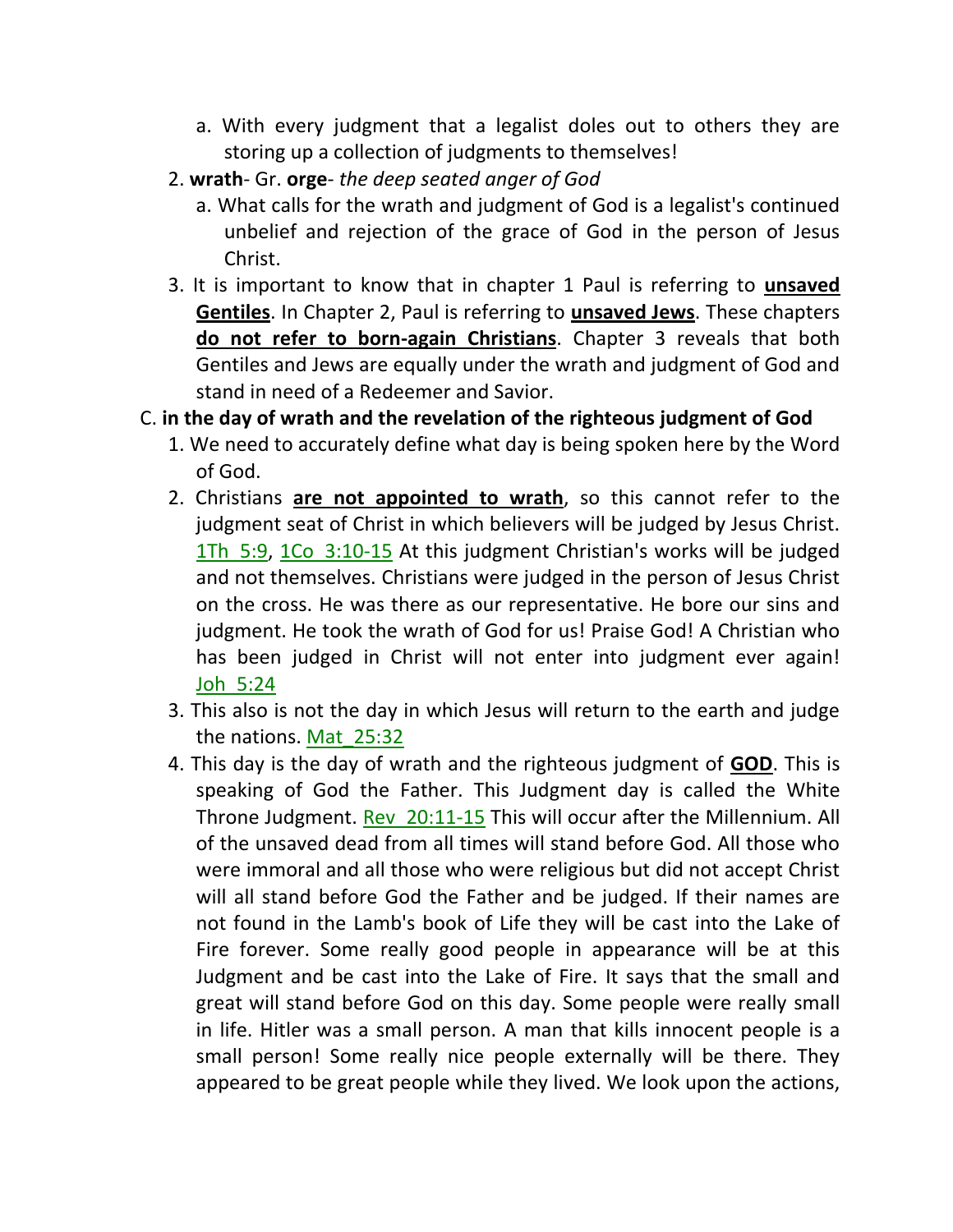a. With every judgment that a legalist doles out to others they are storing up a collection of judgments to themselves!

2. **wrath**- Gr. **orge**- *the deep seated anger of God*
   a. What calls for the wrath and judgment of God is a legalist's continued unbelief and rejection of the grace of God in the person of Jesus Christ.
3. It is important to know that in chapter 1 Paul is referring to **unsaved Gentiles**. In Chapter 2, Paul is referring to **unsaved Jews**. These chapters **do not refer to born-again Christians**. Chapter 3 reveals that both Gentiles and Jews are equally under the wrath and judgment of God and stand in need of a Redeemer and Savior.

C. **in the day of wrath and the revelation of the righteous judgment of God**

1. We need to accurately define what day is being spoken here by the Word of God.
2. Christians **are not appointed to wrath**, so this cannot refer to the judgment seat of Christ in which believers will be judged by Jesus Christ. 1Th_5:9, 1Co_3:10-15 At this judgment Christian's works will be judged and not themselves. Christians were judged in the person of Jesus Christ on the cross. He was there as our representative. He bore our sins and judgment. He took the wrath of God for us! Praise God! A Christian who has been judged in Christ will not enter into judgment ever again! Joh_5:24
3. This also is not the day in which Jesus will return to the earth and judge the nations. Mat_25:32
4. This day is the day of wrath and the righteous judgment of **GOD**. This is speaking of God the Father. This Judgment day is called the White Throne Judgment. Rev_20:11-15 This will occur after the Millennium. All of the unsaved dead from all times will stand before God. All those who were immoral and all those who were religious but did not accept Christ will all stand before God the Father and be judged. If their names are not found in the Lamb's book of Life they will be cast into the Lake of Fire forever. Some really good people in appearance will be at this Judgment and be cast into the Lake of Fire. It says that the small and great will stand before God on this day. Some people were really small in life. Hitler was a small person. A man that kills innocent people is a small person! Some really nice people externally will be there. They appeared to be great people while they lived. We look upon the actions,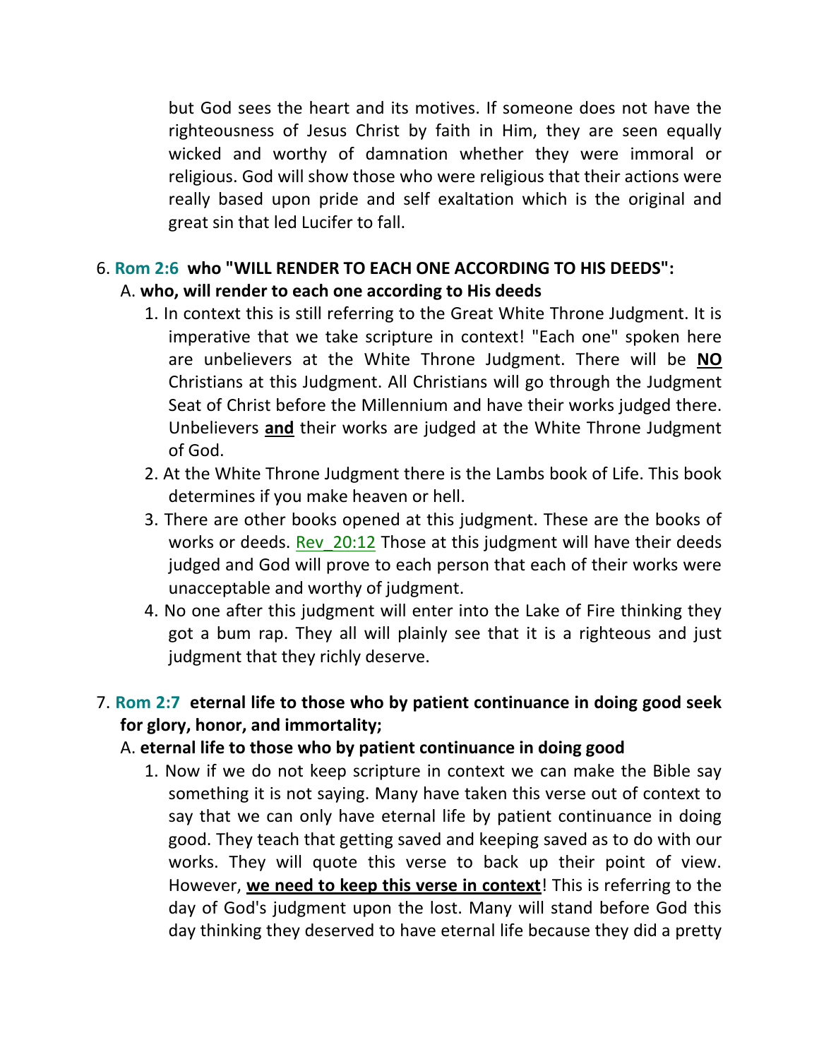but God sees the heart and its motives. If someone does not have the righteousness of Jesus Christ by faith in Him, they are seen equally wicked and worthy of damnation whether they were immoral or religious. God will show those who were religious that their actions were really based upon pride and self exaltation which is the original and great sin that led Lucifer to fall.

6. **Rom 2:6 who "WILL RENDER TO EACH ONE ACCORDING TO HIS DEEDS":**
   A. **who, will render to each one according to His deeds**
      1. In context this is still referring to the Great White Throne Judgment. It is imperative that we take scripture in context! "Each one" spoken here are unbelievers at the White Throne Judgment. There will be **NO** Christians at this Judgment. All Christians will go through the Judgment Seat of Christ before the Millennium and have their works judged there. Unbelievers **and** their works are judged at the White Throne Judgment of God.
      2. At the White Throne Judgment there is the Lambs book of Life. This book determines if you make heaven or hell.
      3. There are other books opened at this judgment. These are the books of works or deeds. Rev_20:12 Those at this judgment will have their deeds judged and God will prove to each person that each of their works were unacceptable and worthy of judgment.
      4. No one after this judgment will enter into the Lake of Fire thinking they got a bum rap. They all will plainly see that it is a righteous and just judgment that they richly deserve.

7. **Rom 2:7 eternal life to those who by patient continuance in doing good seek for glory, honor, and immortality;**
   A. **eternal life to those who by patient continuance in doing good**
      1. Now if we do not keep scripture in context we can make the Bible say something it is not saying. Many have taken this verse out of context to say that we can only have eternal life by patient continuance in doing good. They teach that getting saved and keeping saved as to do with our works. They will quote this verse to back up their point of view. However, **we need to keep this verse in context**! This is referring to the day of God's judgment upon the lost. Many will stand before God this day thinking they deserved to have eternal life because they did a pretty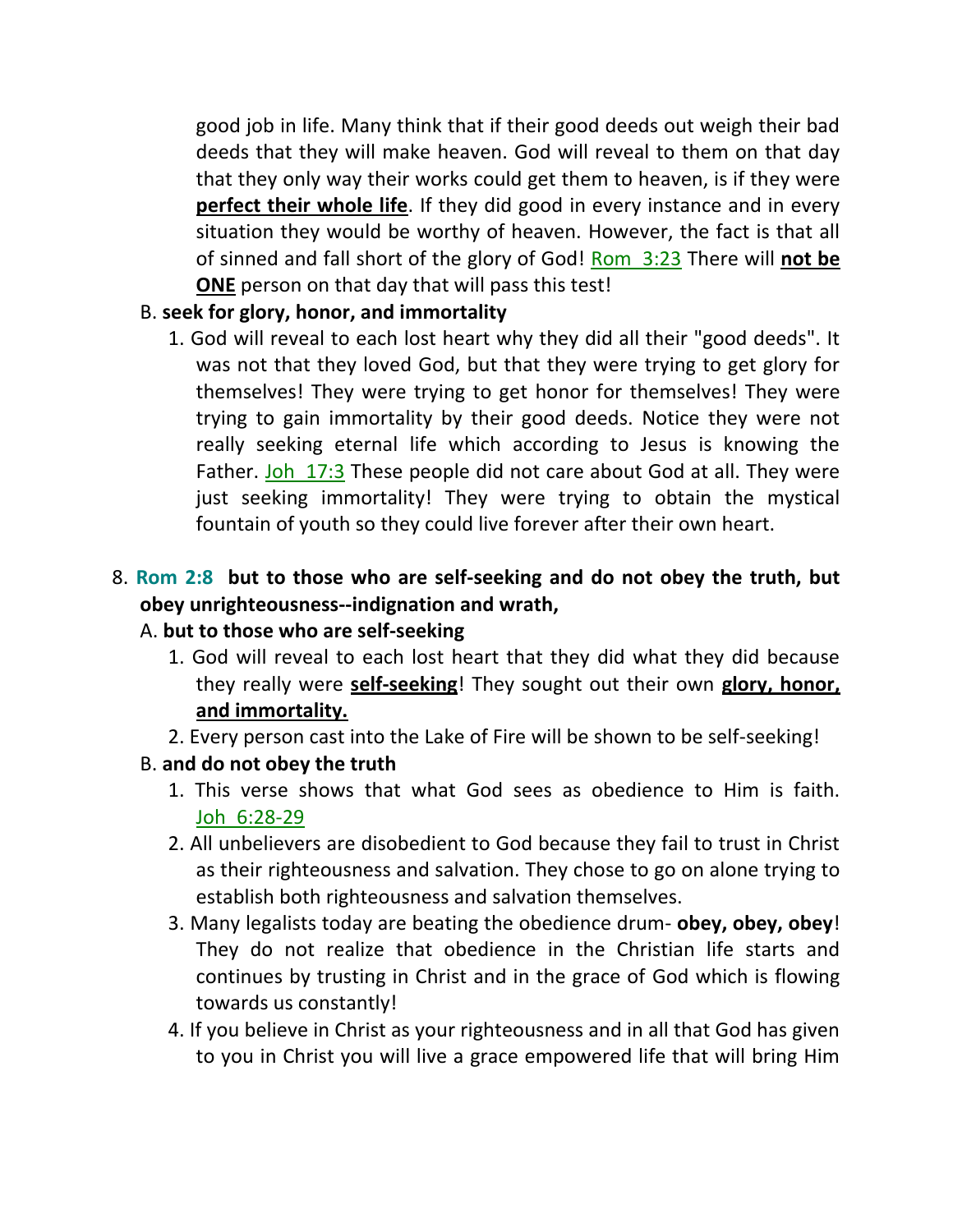good job in life. Many think that if their good deeds out weigh their bad deeds that they will make heaven. God will reveal to them on that day that they only way their works could get them to heaven, is if they were **perfect their whole life**. If they did good in every instance and in every situation they would be worthy of heaven. However, the fact is that all of sinned and fall short of the glory of God! Rom 3:23 There will **not be ONE** person on that day that will pass this test!

B. **seek for glory, honor, and immortality**

1. God will reveal to each lost heart why they did all their "good deeds". It was not that they loved God, but that they were trying to get glory for themselves! They were trying to get honor for themselves! They were trying to gain immortality by their good deeds. Notice they were not really seeking eternal life which according to Jesus is knowing the Father. Joh 17:3 These people did not care about God at all. They were just seeking immortality! They were trying to obtain the mystical fountain of youth so they could live forever after their own heart.

8. **Rom 2:8 but to those who are self-seeking and do not obey the truth, but obey unrighteousness--indignation and wrath,**

A. **but to those who are self-seeking**

1. God will reveal to each lost heart that they did what they did because they really were **self-seeking**! They sought out their own **glory, honor, and immortality.**
2. Every person cast into the Lake of Fire will be shown to be self-seeking!

B. **and do not obey the truth**

1. This verse shows that what God sees as obedience to Him is faith. Joh 6:28-29
2. All unbelievers are disobedient to God because they fail to trust in Christ as their righteousness and salvation. They chose to go on alone trying to establish both righteousness and salvation themselves.
3. Many legalists today are beating the obedience drum- **obey, obey, obey**! They do not realize that obedience in the Christian life starts and continues by trusting in Christ and in the grace of God which is flowing towards us constantly!
4. If you believe in Christ as your righteousness and in all that God has given to you in Christ you will live a grace empowered life that will bring Him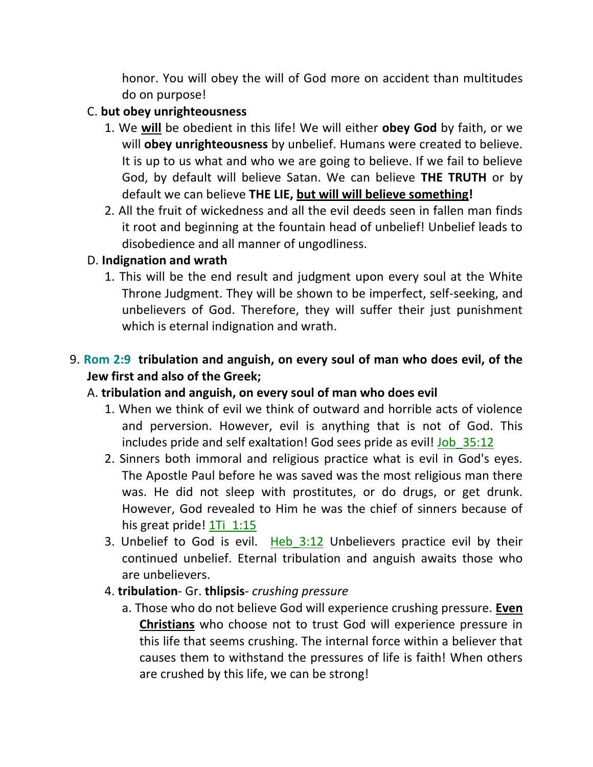honor. You will obey the will of God more on accident than multitudes do on purpose!

C. **but obey unrighteousness**

1. We **<u>will</u>** be obedient in this life! We will either **obey God** by faith, or we will **obey unrighteousness** by unbelief. Humans were created to believe. It is up to us what and who we are going to believe. If we fail to believe God, by default will believe Satan. We can believe **THE TRUTH** or by default we can believe **THE LIE, <u>but will will believe something</u>!**

2. All the fruit of wickedness and all the evil deeds seen in fallen man finds it root and beginning at the fountain head of unbelief! Unbelief leads to disobedience and all manner of ungodliness.

D. **Indignation and wrath**

1. This will be the end result and judgment upon every soul at the White Throne Judgment. They will be shown to be imperfect, self-seeking, and unbelievers of God. Therefore, they will suffer their just punishment which is eternal indignation and wrath.

9. **Rom 2:9 tribulation and anguish, on every soul of man who does evil, of the Jew first and also of the Greek;**

A. **tribulation and anguish, on every soul of man who does evil**

1. When we think of evil we think of outward and horrible acts of violence and perversion. However, evil is anything that is not of God. This includes pride and self exaltation! God sees pride as evil! Job_35:12

2. Sinners both immoral and religious practice what is evil in God's eyes. The Apostle Paul before he was saved was the most religious man there was. He did not sleep with prostitutes, or do drugs, or get drunk. However, God revealed to Him he was the chief of sinners because of his great pride! 1Ti_1:15

3. Unbelief to God is evil. Heb_3:12 Unbelievers practice evil by their continued unbelief. Eternal tribulation and anguish awaits those who are unbelievers.

4. **tribulation**- Gr. **thlipsis**- *crushing pressure*

a. Those who do not believe God will experience crushing pressure. **<u>Even Christians</u>** who choose not to trust God will experience pressure in this life that seems crushing. The internal force within a believer that causes them to withstand the pressures of life is faith! When others are crushed by this life, we can be strong!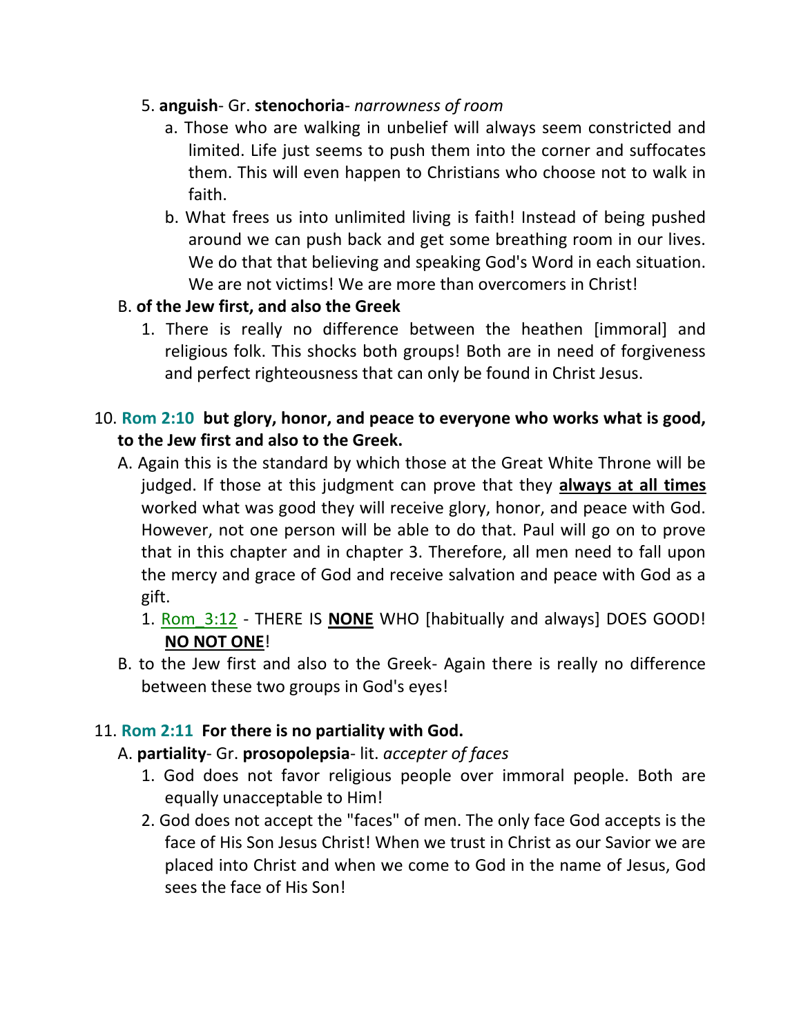5. **anguish**- Gr. **stenochoria**- *narrowness of room*
   a. Those who are walking in unbelief will always seem constricted and limited. Life just seems to push them into the corner and suffocates them. This will even happen to Christians who choose not to walk in faith.
   b. What frees us into unlimited living is faith! Instead of being pushed around we can push back and get some breathing room in our lives. We do that that believing and speaking God's Word in each situation. We are not victims! We are more than overcomers in Christ!

B. **of the Jew first, and also the Greek**
   1. There is really no difference between the heathen [immoral] and religious folk. This shocks both groups! Both are in need of forgiveness and perfect righteousness that can only be found in Christ Jesus.

10. **Rom 2:10 but glory, honor, and peace to everyone who works what is good, to the Jew first and also to the Greek.**
   A. Again this is the standard by which those at the Great White Throne will be judged. If those at this judgment can prove that they **always at all times** worked what was good they will receive glory, honor, and peace with God. However, not one person will be able to do that. Paul will go on to prove that in this chapter and in chapter 3. Therefore, all men need to fall upon the mercy and grace of God and receive salvation and peace with God as a gift.
      1. Rom_3:12 - THERE IS **NONE** WHO [habitually and always] DOES GOOD! **NO NOT ONE**!
   B. to the Jew first and also to the Greek- Again there is really no difference between these two groups in God's eyes!

11. **Rom 2:11 For there is no partiality with God.**
   A. **partiality**- Gr. **prosopolepsia**- lit. *accepter of faces*
      1. God does not favor religious people over immoral people. Both are equally unacceptable to Him!
      2. God does not accept the "faces" of men. The only face God accepts is the face of His Son Jesus Christ! When we trust in Christ as our Savior we are placed into Christ and when we come to God in the name of Jesus, God sees the face of His Son!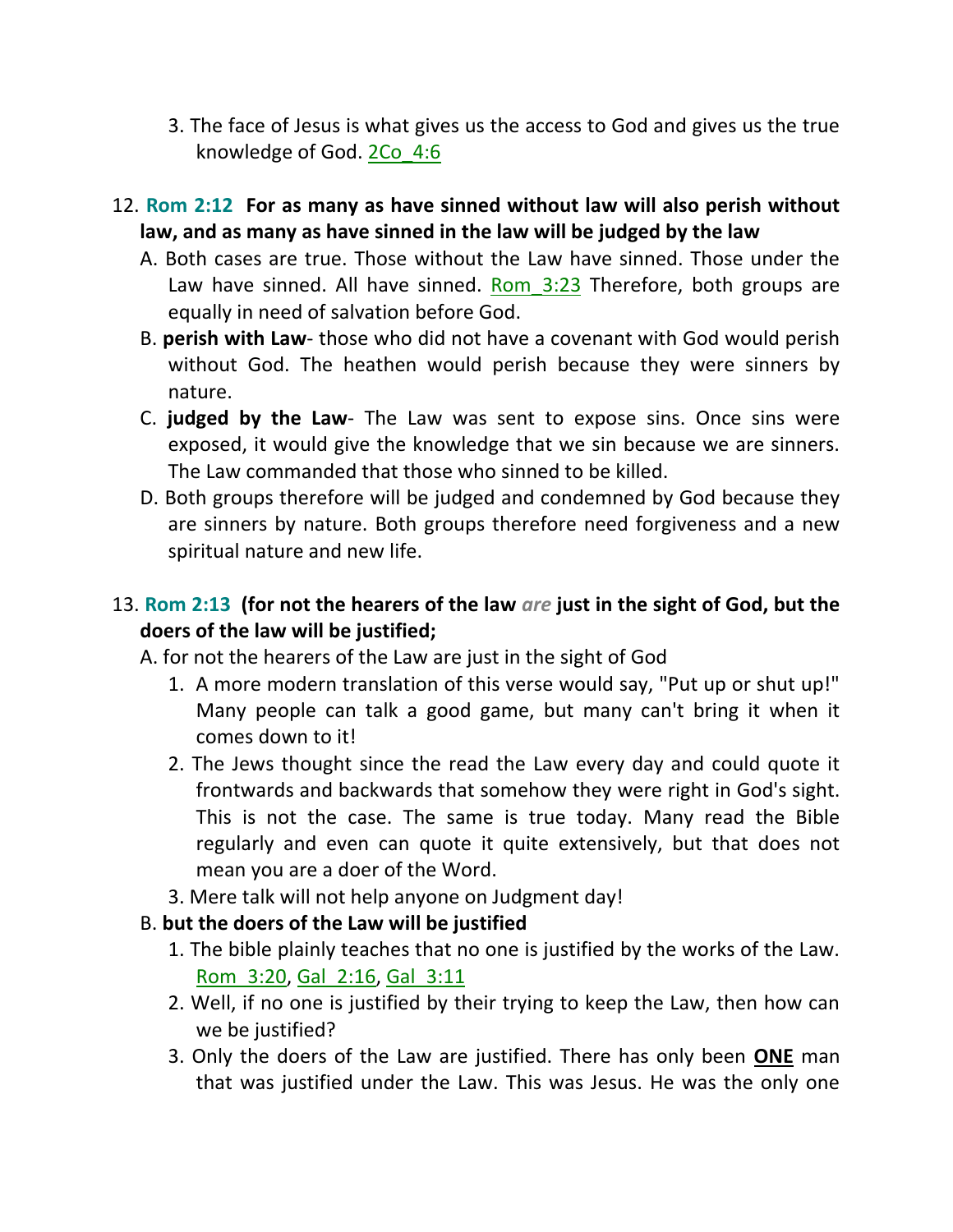3. The face of Jesus is what gives us the access to God and gives us the true knowledge of God. 2Co_4:6

12. **Rom 2:12 For as many as have sinned without law will also perish without law, and as many as have sinned in the law will be judged by the law**

   A. Both cases are true. Those without the Law have sinned. Those under the Law have sinned. All have sinned. Rom_3:23 Therefore, both groups are equally in need of salvation before God.

   B. **perish with Law**- those who did not have a covenant with God would perish without God. The heathen would perish because they were sinners by nature.

   C. **judged by the Law**- The Law was sent to expose sins. Once sins were exposed, it would give the knowledge that we sin because we are sinners. The Law commanded that those who sinned to be killed.

   D. Both groups therefore will be judged and condemned by God because they are sinners by nature. Both groups therefore need forgiveness and a new spiritual nature and new life.

13. **Rom 2:13 (for not the hearers of the law *are* just in the sight of God, but the doers of the law will be justified;**

   A. for not the hearers of the Law are just in the sight of God

      1. A more modern translation of this verse would say, "Put up or shut up!" Many people can talk a good game, but many can't bring it when it comes down to it!

      2. The Jews thought since the read the Law every day and could quote it frontwards and backwards that somehow they were right in God's sight. This is not the case. The same is true today. Many read the Bible regularly and even can quote it quite extensively, but that does not mean you are a doer of the Word.

      3. Mere talk will not help anyone on Judgment day!

   B. **but the doers of the Law will be justified**

      1. The bible plainly teaches that no one is justified by the works of the Law. Rom_3:20, Gal_2:16, Gal_3:11

      2. Well, if no one is justified by their trying to keep the Law, then how can we be justified?

      3. Only the doers of the Law are justified. There has only been **ONE** man that was justified under the Law. This was Jesus. He was the only one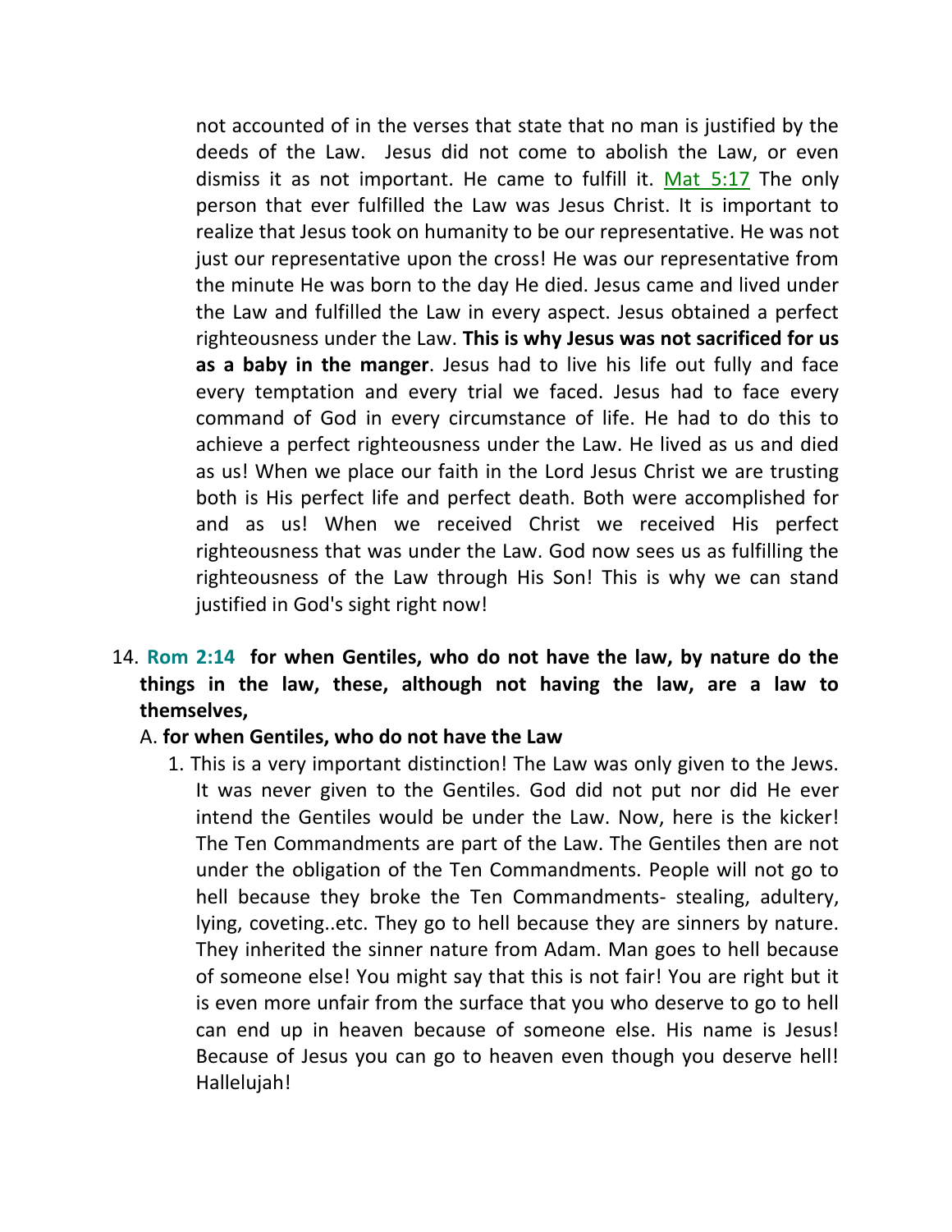not accounted of in the verses that state that no man is justified by the deeds of the Law. Jesus did not come to abolish the Law, or even dismiss it as not important. He came to fulfill it. Mat 5:17 The only person that ever fulfilled the Law was Jesus Christ. It is important to realize that Jesus took on humanity to be our representative. He was not just our representative upon the cross! He was our representative from the minute He was born to the day He died. Jesus came and lived under the Law and fulfilled the Law in every aspect. Jesus obtained a perfect righteousness under the Law. **This is why Jesus was not sacrificed for us as a baby in the manger**. Jesus had to live his life out fully and face every temptation and every trial we faced. Jesus had to face every command of God in every circumstance of life. He had to do this to achieve a perfect righteousness under the Law. He lived as us and died as us! When we place our faith in the Lord Jesus Christ we are trusting both is His perfect life and perfect death. Both were accomplished for and as us! When we received Christ we received His perfect righteousness that was under the Law. God now sees us as fulfilling the righteousness of the Law through His Son! This is why we can stand justified in God's sight right now!

14. **Rom 2:14 for when Gentiles, who do not have the law, by nature do the things in the law, these, although not having the law, are a law to themselves,**

    A. **for when Gentiles, who do not have the Law**

    1. This is a very important distinction! The Law was only given to the Jews. It was never given to the Gentiles. God did not put nor did He ever intend the Gentiles would be under the Law. Now, here is the kicker! The Ten Commandments are part of the Law. The Gentiles then are not under the obligation of the Ten Commandments. People will not go to hell because they broke the Ten Commandments- stealing, adultery, lying, coveting..etc. They go to hell because they are sinners by nature. They inherited the sinner nature from Adam. Man goes to hell because of someone else! You might say that this is not fair! You are right but it is even more unfair from the surface that you who deserve to go to hell can end up in heaven because of someone else. His name is Jesus! Because of Jesus you can go to heaven even though you deserve hell! Hallelujah!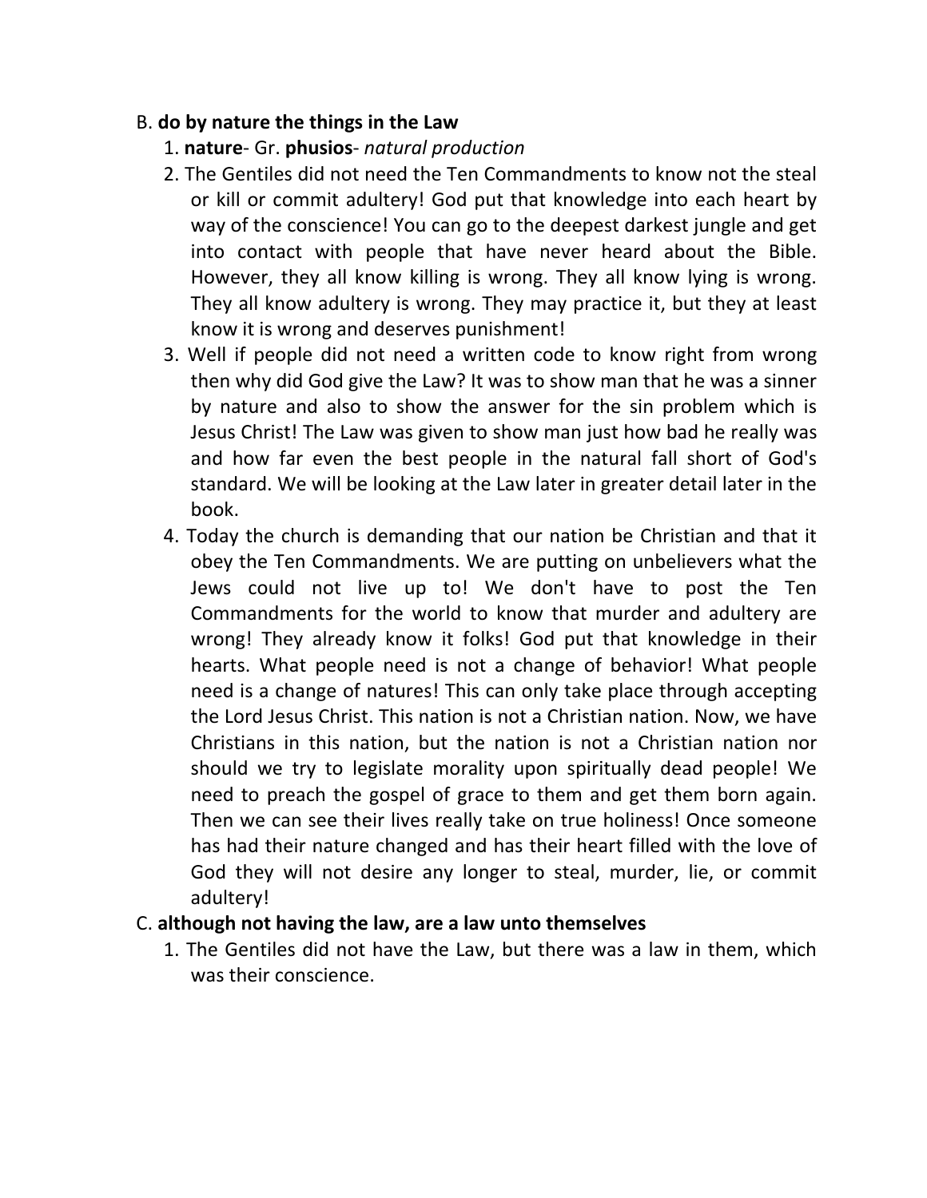B. **do by nature the things in the Law**

1. **nature**- Gr. **phusios**- *natural production*
2. The Gentiles did not need the Ten Commandments to know not the steal or kill or commit adultery! God put that knowledge into each heart by way of the conscience! You can go to the deepest darkest jungle and get into contact with people that have never heard about the Bible. However, they all know killing is wrong. They all know lying is wrong. They all know adultery is wrong. They may practice it, but they at least know it is wrong and deserves punishment!
3. Well if people did not need a written code to know right from wrong then why did God give the Law? It was to show man that he was a sinner by nature and also to show the answer for the sin problem which is Jesus Christ! The Law was given to show man just how bad he really was and how far even the best people in the natural fall short of God's standard. We will be looking at the Law later in greater detail later in the book.
4. Today the church is demanding that our nation be Christian and that it obey the Ten Commandments. We are putting on unbelievers what the Jews could not live up to! We don't have to post the Ten Commandments for the world to know that murder and adultery are wrong! They already know it folks! God put that knowledge in their hearts. What people need is not a change of behavior! What people need is a change of natures! This can only take place through accepting the Lord Jesus Christ. This nation is not a Christian nation. Now, we have Christians in this nation, but the nation is not a Christian nation nor should we try to legislate morality upon spiritually dead people! We need to preach the gospel of grace to them and get them born again. Then we can see their lives really take on true holiness! Once someone has had their nature changed and has their heart filled with the love of God they will not desire any longer to steal, murder, lie, or commit adultery!

C. **although not having the law, are a law unto themselves**

1. The Gentiles did not have the Law, but there was a law in them, which was their conscience.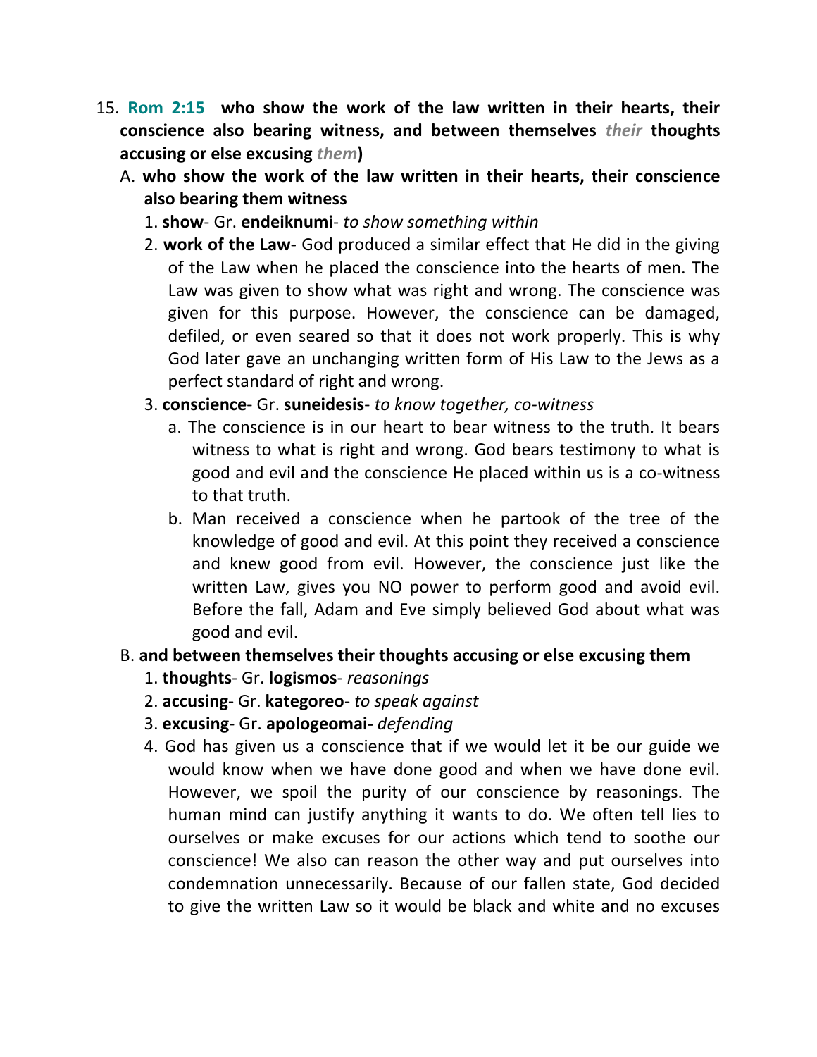15. **Rom 2:15 who show the work of the law written in their hearts, their conscience also bearing witness, and between themselves *their* thoughts accusing or else excusing *them*)**

   A. **who show the work of the law written in their hearts, their conscience also bearing them witness**

      1. **show**- Gr. **endeiknumi**- *to show something within*
      2. **work of the Law**- God produced a similar effect that He did in the giving of the Law when he placed the conscience into the hearts of men. The Law was given to show what was right and wrong. The conscience was given for this purpose. However, the conscience can be damaged, defiled, or even seared so that it does not work properly. This is why God later gave an unchanging written form of His Law to the Jews as a perfect standard of right and wrong.
      3. **conscience**- Gr. **suneidesis**- *to know together, co-witness*

         a. The conscience is in our heart to bear witness to the truth. It bears witness to what is right and wrong. God bears testimony to what is good and evil and the conscience He placed within us is a co-witness to that truth.

         b. Man received a conscience when he partook of the tree of the knowledge of good and evil. At this point they received a conscience and knew good from evil. However, the conscience just like the written Law, gives you NO power to perform good and avoid evil. Before the fall, Adam and Eve simply believed God about what was good and evil.

   B. **and between themselves their thoughts accusing or else excusing them**

      1. **thoughts**- Gr. **logismos**- *reasonings*
      2. **accusing**- Gr. **kategoreo**- *to speak against*
      3. **excusing**- Gr. **apologeomai-** *defending*
      4. God has given us a conscience that if we would let it be our guide we would know when we have done good and when we have done evil. However, we spoil the purity of our conscience by reasonings. The human mind can justify anything it wants to do. We often tell lies to ourselves or make excuses for our actions which tend to soothe our conscience! We also can reason the other way and put ourselves into condemnation unnecessarily. Because of our fallen state, God decided to give the written Law so it would be black and white and no excuses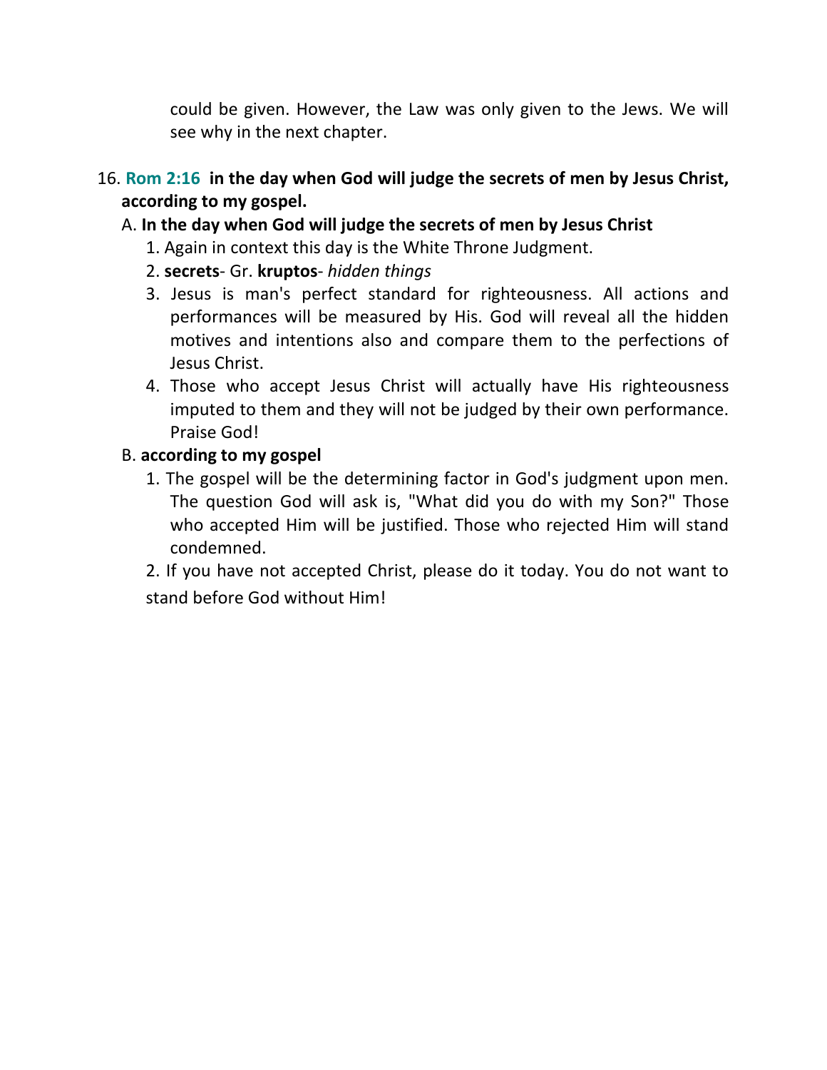could be given. However, the Law was only given to the Jews. We will see why in the next chapter.

16. **Rom 2:16 in the day when God will judge the secrets of men by Jesus Christ, according to my gospel.**
   A. **In the day when God will judge the secrets of men by Jesus Christ**
      1. Again in context this day is the White Throne Judgment.
      2. **secrets**- Gr. **kruptos**- *hidden things*
      3. Jesus is man's perfect standard for righteousness. All actions and performances will be measured by His. God will reveal all the hidden motives and intentions also and compare them to the perfections of Jesus Christ.
      4. Those who accept Jesus Christ will actually have His righteousness imputed to them and they will not be judged by their own performance. Praise God!
   B. **according to my gospel**
      1. The gospel will be the determining factor in God's judgment upon men. The question God will ask is, "What did you do with my Son?" Those who accepted Him will be justified. Those who rejected Him will stand condemned.
      2. If you have not accepted Christ, please do it today. You do not want to stand before God without Him!